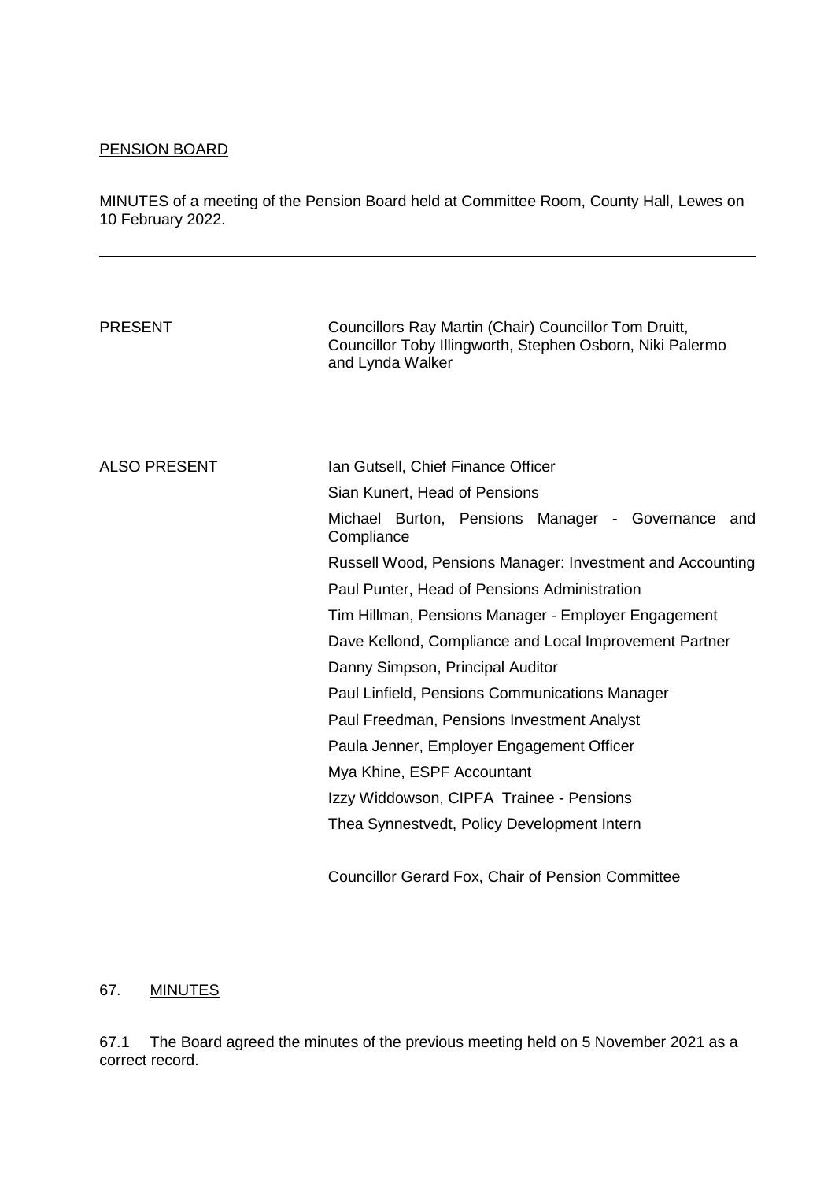PENSION BOARD

MINUTES of a meeting of the Pension Board held at Committee Room, County Hall, Lewes on 10 February 2022.

---

| | |
|---|---|
| PRESENT | Councillors Ray Martin (Chair) Councillor Tom Druitt, Councillor Toby Illingworth, Stephen Osborn, Niki Palermo and Lynda Walker |
| ALSO PRESENT | Ian Gutsell, Chief Finance Officer |
| | Sian Kunert, Head of Pensions |
| | Michael Burton, Pensions Manager - Governance and Compliance |
| | Russell Wood, Pensions Manager: Investment and Accounting |
| | Paul Punter, Head of Pensions Administration |
| | Tim Hillman, Pensions Manager - Employer Engagement |
| | Dave Kellond, Compliance and Local Improvement Partner |
| | Danny Simpson, Principal Auditor |
| | Paul Linfield, Pensions Communications Manager |
| | Paul Freedman, Pensions Investment Analyst |
| | Paula Jenner, Employer Engagement Officer |
| | Mya Khine, ESPF Accountant |
| | Izzy Widdowson, CIPFA Trainee - Pensions |
| | Thea Synnestvedt, Policy Development Intern |
| | Councillor Gerard Fox, Chair of Pension Committee |

67. MINUTES

67.1 The Board agreed the minutes of the previous meeting held on 5 November 2021 as a correct record.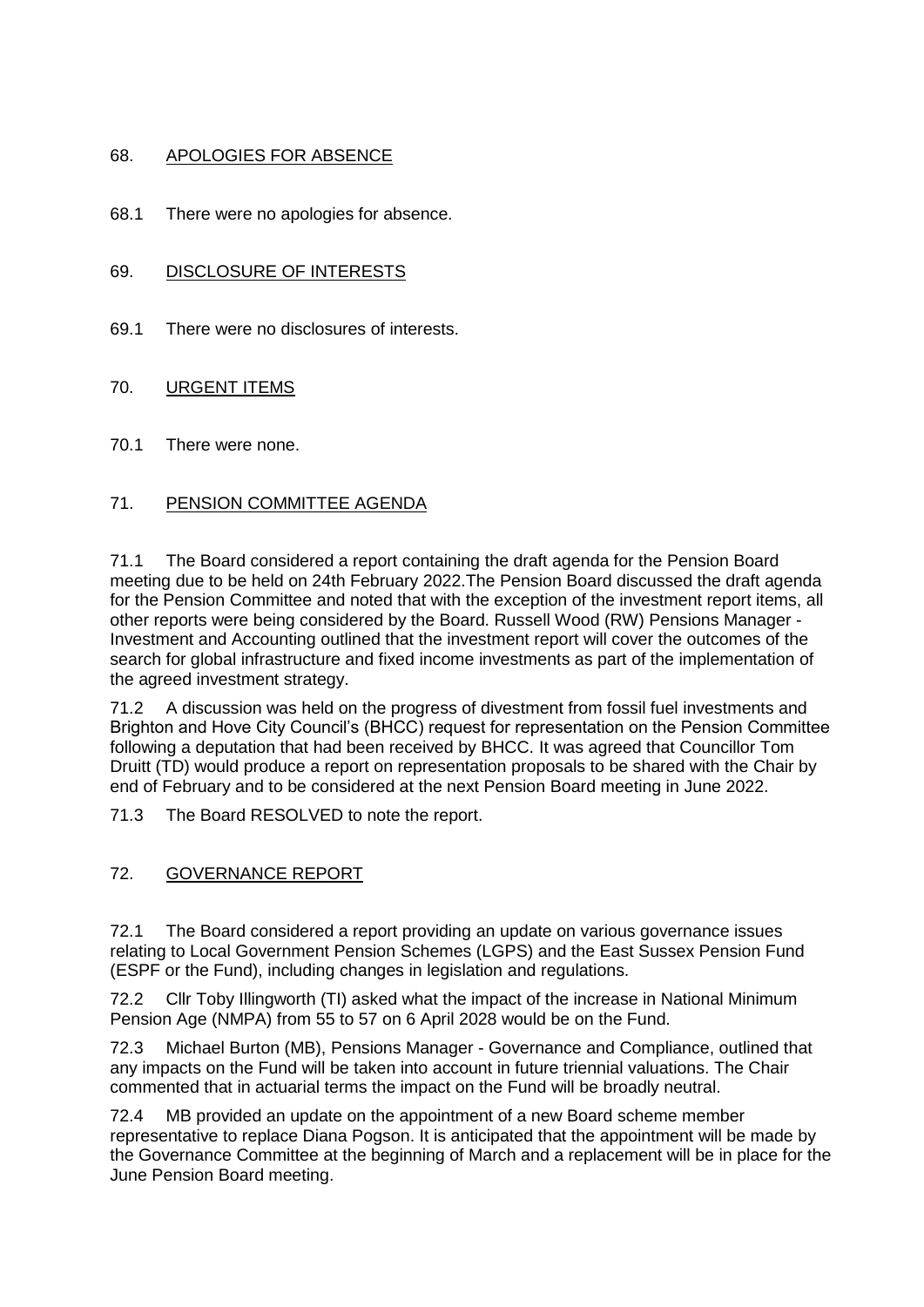## 68. APOLOGIES FOR ABSENCE

68.1 There were no apologies for absence.

## 69. DISCLOSURE OF INTERESTS

69.1 There were no disclosures of interests.

## 70. URGENT ITEMS

70.1 There were none.

## 71. PENSION COMMITTEE AGENDA

71.1 The Board considered a report containing the draft agenda for the Pension Board meeting due to be held on 24th February 2022.The Pension Board discussed the draft agenda for the Pension Committee and noted that with the exception of the investment report items, all other reports were being considered by the Board. Russell Wood (RW) Pensions Manager - Investment and Accounting outlined that the investment report will cover the outcomes of the search for global infrastructure and fixed income investments as part of the implementation of the agreed investment strategy.

71.2 A discussion was held on the progress of divestment from fossil fuel investments and Brighton and Hove City Council's (BHCC) request for representation on the Pension Committee following a deputation that had been received by BHCC. It was agreed that Councillor Tom Druitt (TD) would produce a report on representation proposals to be shared with the Chair by end of February and to be considered at the next Pension Board meeting in June 2022.

71.3 The Board RESOLVED to note the report.

## 72. GOVERNANCE REPORT

72.1 The Board considered a report providing an update on various governance issues relating to Local Government Pension Schemes (LGPS) and the East Sussex Pension Fund (ESPF or the Fund), including changes in legislation and regulations.

72.2 Cllr Toby Illingworth (TI) asked what the impact of the increase in National Minimum Pension Age (NMPA) from 55 to 57 on 6 April 2028 would be on the Fund.

72.3 Michael Burton (MB), Pensions Manager - Governance and Compliance, outlined that any impacts on the Fund will be taken into account in future triennial valuations. The Chair commented that in actuarial terms the impact on the Fund will be broadly neutral.

72.4 MB provided an update on the appointment of a new Board scheme member representative to replace Diana Pogson. It is anticipated that the appointment will be made by the Governance Committee at the beginning of March and a replacement will be in place for the June Pension Board meeting.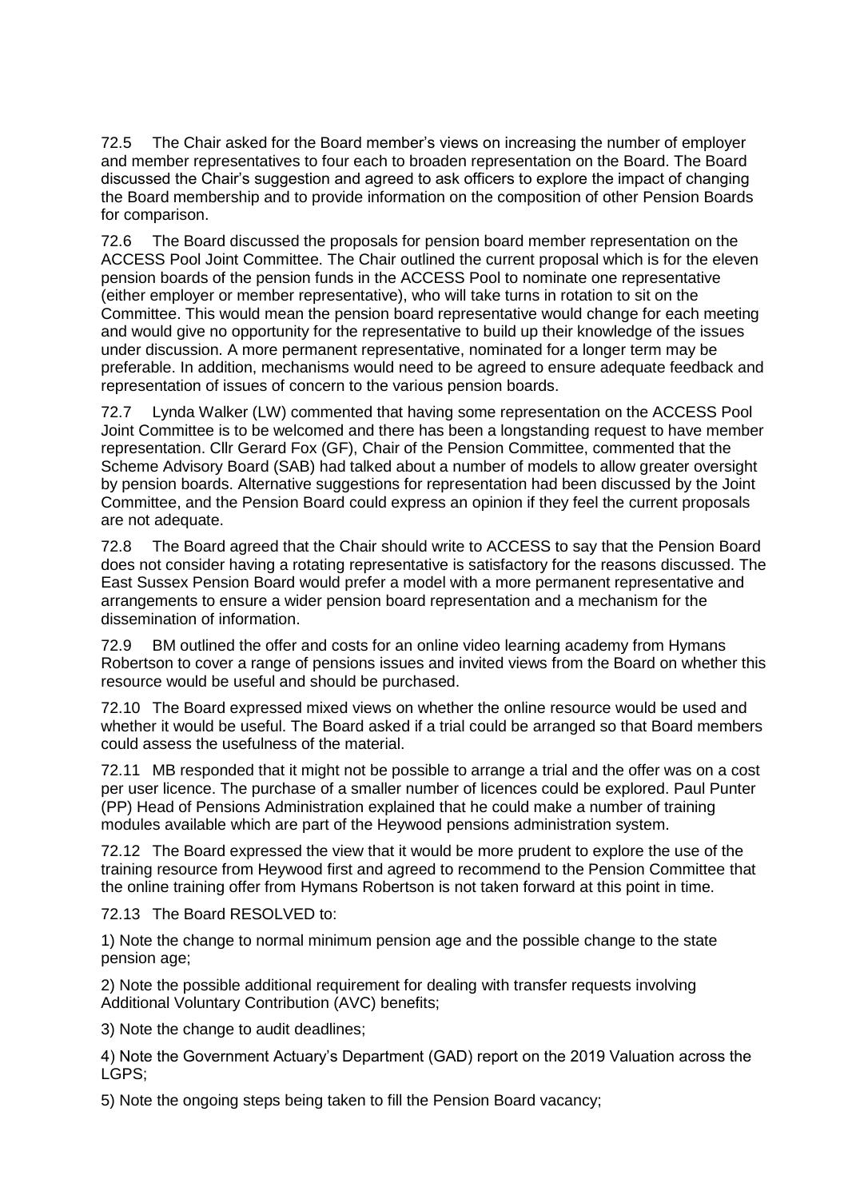72.5 The Chair asked for the Board member's views on increasing the number of employer and member representatives to four each to broaden representation on the Board. The Board discussed the Chair's suggestion and agreed to ask officers to explore the impact of changing the Board membership and to provide information on the composition of other Pension Boards for comparison.

72.6 The Board discussed the proposals for pension board member representation on the ACCESS Pool Joint Committee. The Chair outlined the current proposal which is for the eleven pension boards of the pension funds in the ACCESS Pool to nominate one representative (either employer or member representative), who will take turns in rotation to sit on the Committee. This would mean the pension board representative would change for each meeting and would give no opportunity for the representative to build up their knowledge of the issues under discussion. A more permanent representative, nominated for a longer term may be preferable. In addition, mechanisms would need to be agreed to ensure adequate feedback and representation of issues of concern to the various pension boards.

72.7 Lynda Walker (LW) commented that having some representation on the ACCESS Pool Joint Committee is to be welcomed and there has been a longstanding request to have member representation. Cllr Gerard Fox (GF), Chair of the Pension Committee, commented that the Scheme Advisory Board (SAB) had talked about a number of models to allow greater oversight by pension boards. Alternative suggestions for representation had been discussed by the Joint Committee, and the Pension Board could express an opinion if they feel the current proposals are not adequate.

72.8 The Board agreed that the Chair should write to ACCESS to say that the Pension Board does not consider having a rotating representative is satisfactory for the reasons discussed. The East Sussex Pension Board would prefer a model with a more permanent representative and arrangements to ensure a wider pension board representation and a mechanism for the dissemination of information.

72.9 BM outlined the offer and costs for an online video learning academy from Hymans Robertson to cover a range of pensions issues and invited views from the Board on whether this resource would be useful and should be purchased.

72.10 The Board expressed mixed views on whether the online resource would be used and whether it would be useful. The Board asked if a trial could be arranged so that Board members could assess the usefulness of the material.

72.11 MB responded that it might not be possible to arrange a trial and the offer was on a cost per user licence. The purchase of a smaller number of licences could be explored. Paul Punter (PP) Head of Pensions Administration explained that he could make a number of training modules available which are part of the Heywood pensions administration system.

72.12 The Board expressed the view that it would be more prudent to explore the use of the training resource from Heywood first and agreed to recommend to the Pension Committee that the online training offer from Hymans Robertson is not taken forward at this point in time.

72.13 The Board RESOLVED to:

1) Note the change to normal minimum pension age and the possible change to the state pension age;

2) Note the possible additional requirement for dealing with transfer requests involving Additional Voluntary Contribution (AVC) benefits;

3) Note the change to audit deadlines;

4) Note the Government Actuary's Department (GAD) report on the 2019 Valuation across the LGPS;

5) Note the ongoing steps being taken to fill the Pension Board vacancy;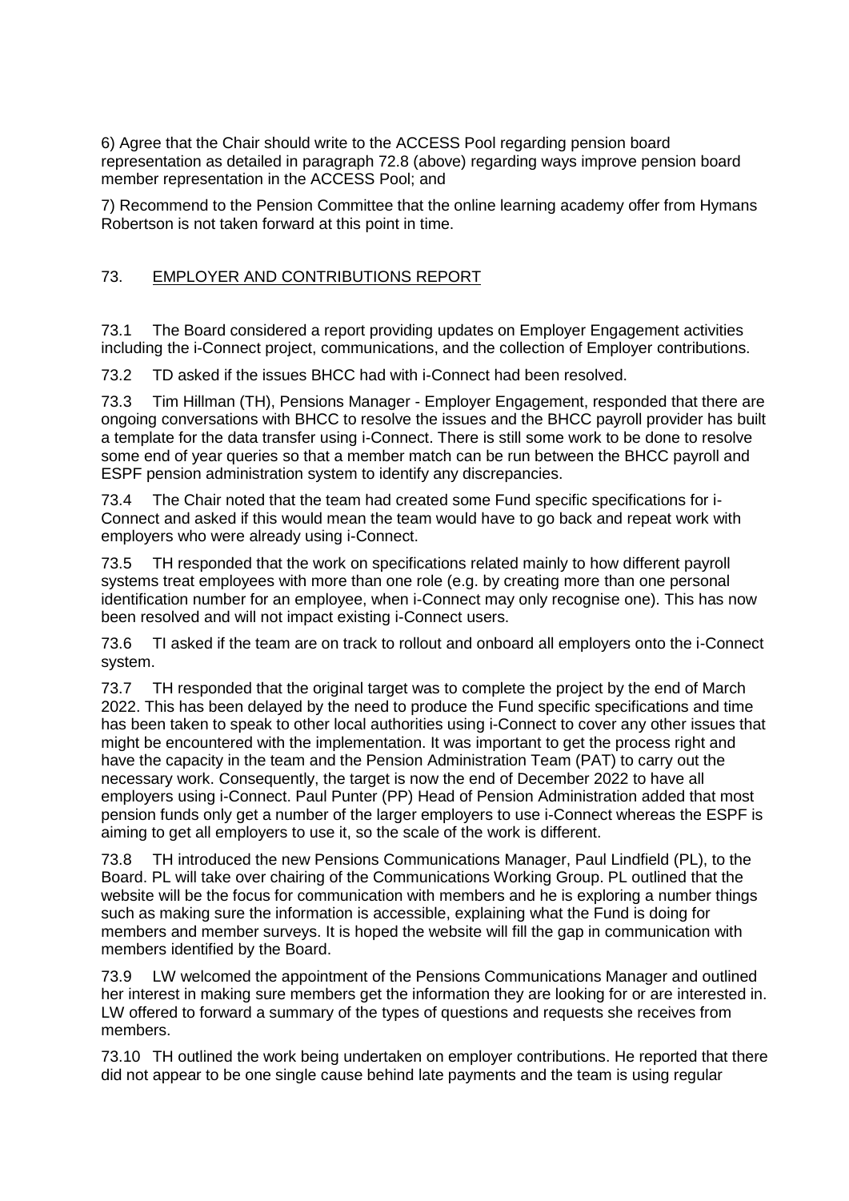6) Agree that the Chair should write to the ACCESS Pool regarding pension board representation as detailed in paragraph 72.8 (above) regarding ways improve pension board member representation in the ACCESS Pool; and

7) Recommend to the Pension Committee that the online learning academy offer from Hymans Robertson is not taken forward at this point in time.

## 73. EMPLOYER AND CONTRIBUTIONS REPORT

73.1 The Board considered a report providing updates on Employer Engagement activities including the i-Connect project, communications, and the collection of Employer contributions.

73.2 TD asked if the issues BHCC had with i-Connect had been resolved.

73.3 Tim Hillman (TH), Pensions Manager - Employer Engagement, responded that there are ongoing conversations with BHCC to resolve the issues and the BHCC payroll provider has built a template for the data transfer using i-Connect. There is still some work to be done to resolve some end of year queries so that a member match can be run between the BHCC payroll and ESPF pension administration system to identify any discrepancies.

73.4 The Chair noted that the team had created some Fund specific specifications for i-Connect and asked if this would mean the team would have to go back and repeat work with employers who were already using i-Connect.

73.5 TH responded that the work on specifications related mainly to how different payroll systems treat employees with more than one role (e.g. by creating more than one personal identification number for an employee, when i-Connect may only recognise one). This has now been resolved and will not impact existing i-Connect users.

73.6 TI asked if the team are on track to rollout and onboard all employers onto the i-Connect system.

73.7 TH responded that the original target was to complete the project by the end of March 2022. This has been delayed by the need to produce the Fund specific specifications and time has been taken to speak to other local authorities using i-Connect to cover any other issues that might be encountered with the implementation. It was important to get the process right and have the capacity in the team and the Pension Administration Team (PAT) to carry out the necessary work. Consequently, the target is now the end of December 2022 to have all employers using i-Connect. Paul Punter (PP) Head of Pension Administration added that most pension funds only get a number of the larger employers to use i-Connect whereas the ESPF is aiming to get all employers to use it, so the scale of the work is different.

73.8 TH introduced the new Pensions Communications Manager, Paul Lindfield (PL), to the Board. PL will take over chairing of the Communications Working Group. PL outlined that the website will be the focus for communication with members and he is exploring a number things such as making sure the information is accessible, explaining what the Fund is doing for members and member surveys. It is hoped the website will fill the gap in communication with members identified by the Board.

73.9 LW welcomed the appointment of the Pensions Communications Manager and outlined her interest in making sure members get the information they are looking for or are interested in. LW offered to forward a summary of the types of questions and requests she receives from members.

73.10 TH outlined the work being undertaken on employer contributions. He reported that there did not appear to be one single cause behind late payments and the team is using regular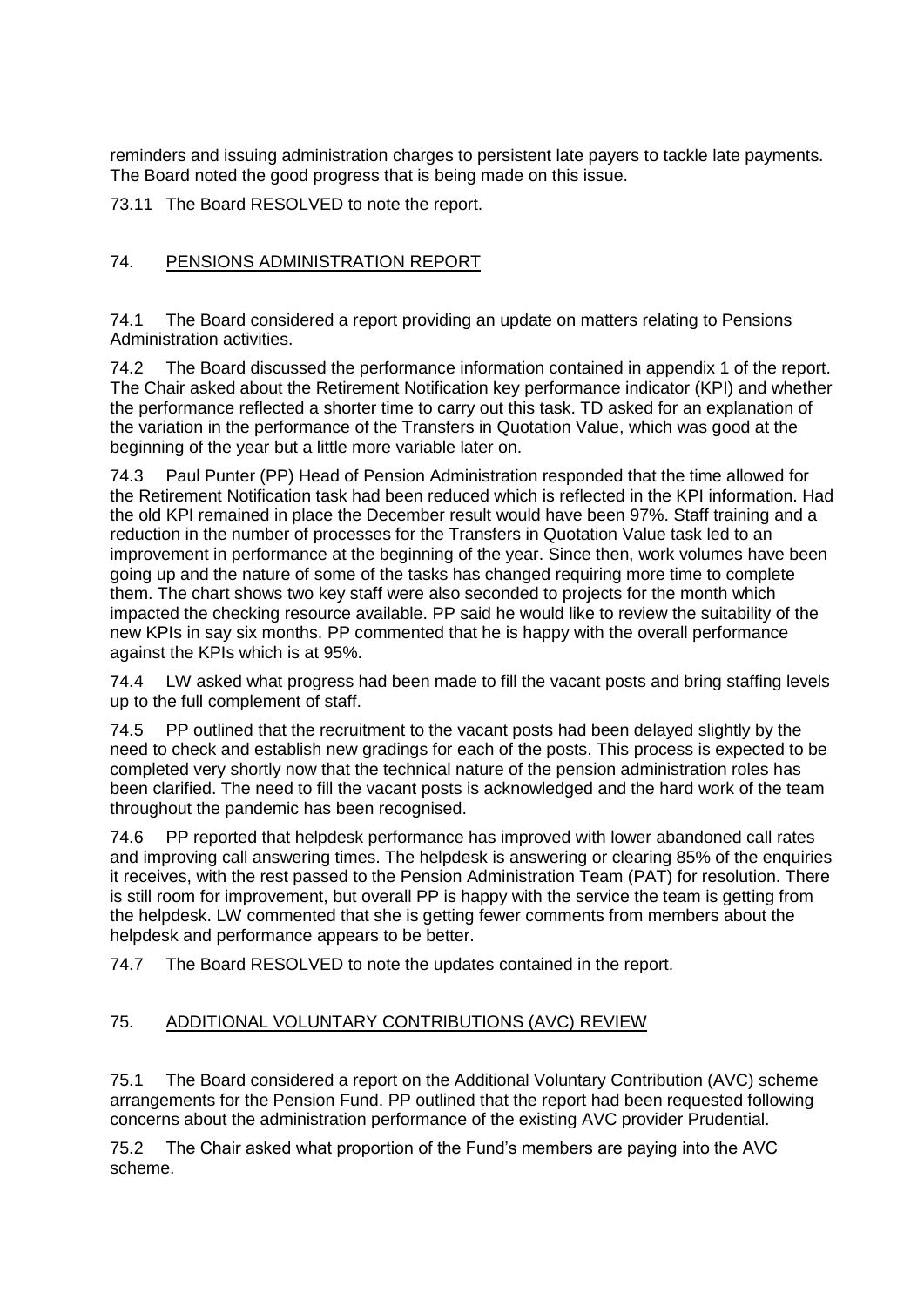reminders and issuing administration charges to persistent late payers to tackle late payments. The Board noted the good progress that is being made on this issue.

73.11 The Board RESOLVED to note the report.

## 74. PENSIONS ADMINISTRATION REPORT

74.1 The Board considered a report providing an update on matters relating to Pensions Administration activities.

74.2 The Board discussed the performance information contained in appendix 1 of the report. The Chair asked about the Retirement Notification key performance indicator (KPI) and whether the performance reflected a shorter time to carry out this task. TD asked for an explanation of the variation in the performance of the Transfers in Quotation Value, which was good at the beginning of the year but a little more variable later on.

74.3 Paul Punter (PP) Head of Pension Administration responded that the time allowed for the Retirement Notification task had been reduced which is reflected in the KPI information. Had the old KPI remained in place the December result would have been 97%. Staff training and a reduction in the number of processes for the Transfers in Quotation Value task led to an improvement in performance at the beginning of the year. Since then, work volumes have been going up and the nature of some of the tasks has changed requiring more time to complete them. The chart shows two key staff were also seconded to projects for the month which impacted the checking resource available. PP said he would like to review the suitability of the new KPIs in say six months. PP commented that he is happy with the overall performance against the KPIs which is at 95%.

74.4 LW asked what progress had been made to fill the vacant posts and bring staffing levels up to the full complement of staff.

74.5 PP outlined that the recruitment to the vacant posts had been delayed slightly by the need to check and establish new gradings for each of the posts. This process is expected to be completed very shortly now that the technical nature of the pension administration roles has been clarified. The need to fill the vacant posts is acknowledged and the hard work of the team throughout the pandemic has been recognised.

74.6 PP reported that helpdesk performance has improved with lower abandoned call rates and improving call answering times. The helpdesk is answering or clearing 85% of the enquiries it receives, with the rest passed to the Pension Administration Team (PAT) for resolution. There is still room for improvement, but overall PP is happy with the service the team is getting from the helpdesk. LW commented that she is getting fewer comments from members about the helpdesk and performance appears to be better.

74.7 The Board RESOLVED to note the updates contained in the report.

## 75. ADDITIONAL VOLUNTARY CONTRIBUTIONS (AVC) REVIEW

75.1 The Board considered a report on the Additional Voluntary Contribution (AVC) scheme arrangements for the Pension Fund. PP outlined that the report had been requested following concerns about the administration performance of the existing AVC provider Prudential.

75.2 The Chair asked what proportion of the Fund's members are paying into the AVC scheme.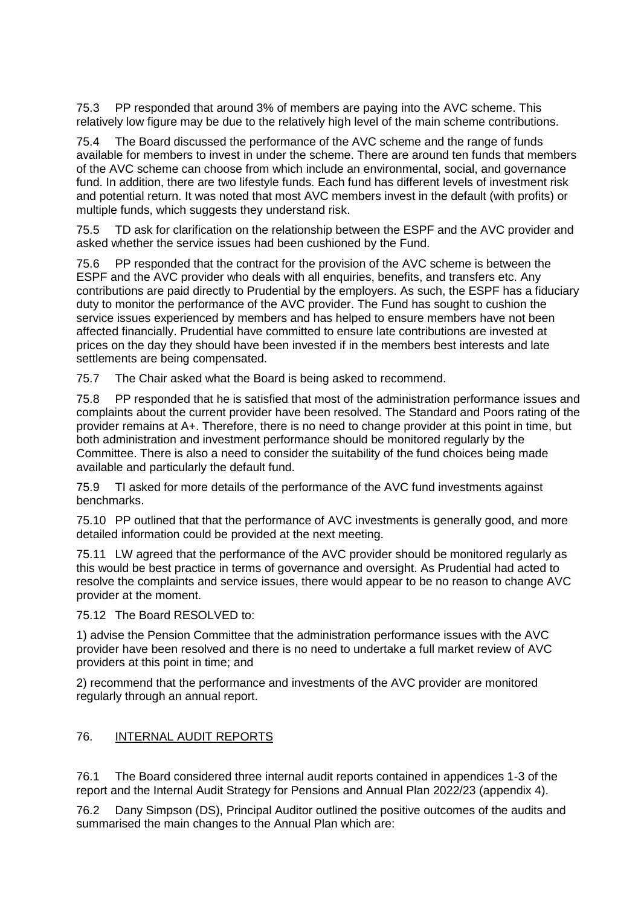75.3 PP responded that around 3% of members are paying into the AVC scheme. This relatively low figure may be due to the relatively high level of the main scheme contributions.

75.4 The Board discussed the performance of the AVC scheme and the range of funds available for members to invest in under the scheme. There are around ten funds that members of the AVC scheme can choose from which include an environmental, social, and governance fund. In addition, there are two lifestyle funds. Each fund has different levels of investment risk and potential return. It was noted that most AVC members invest in the default (with profits) or multiple funds, which suggests they understand risk.

75.5 TD ask for clarification on the relationship between the ESPF and the AVC provider and asked whether the service issues had been cushioned by the Fund.

75.6 PP responded that the contract for the provision of the AVC scheme is between the ESPF and the AVC provider who deals with all enquiries, benefits, and transfers etc. Any contributions are paid directly to Prudential by the employers. As such, the ESPF has a fiduciary duty to monitor the performance of the AVC provider. The Fund has sought to cushion the service issues experienced by members and has helped to ensure members have not been affected financially. Prudential have committed to ensure late contributions are invested at prices on the day they should have been invested if in the members best interests and late settlements are being compensated.

75.7 The Chair asked what the Board is being asked to recommend.

75.8 PP responded that he is satisfied that most of the administration performance issues and complaints about the current provider have been resolved. The Standard and Poors rating of the provider remains at A+. Therefore, there is no need to change provider at this point in time, but both administration and investment performance should be monitored regularly by the Committee. There is also a need to consider the suitability of the fund choices being made available and particularly the default fund.

75.9 TI asked for more details of the performance of the AVC fund investments against benchmarks.

75.10 PP outlined that that the performance of AVC investments is generally good, and more detailed information could be provided at the next meeting.

75.11 LW agreed that the performance of the AVC provider should be monitored regularly as this would be best practice in terms of governance and oversight. As Prudential had acted to resolve the complaints and service issues, there would appear to be no reason to change AVC provider at the moment.

75.12 The Board RESOLVED to:

1) advise the Pension Committee that the administration performance issues with the AVC provider have been resolved and there is no need to undertake a full market review of AVC providers at this point in time; and

2) recommend that the performance and investments of the AVC provider are monitored regularly through an annual report.

## 76. INTERNAL AUDIT REPORTS

76.1 The Board considered three internal audit reports contained in appendices 1-3 of the report and the Internal Audit Strategy for Pensions and Annual Plan 2022/23 (appendix 4).

76.2 Dany Simpson (DS), Principal Auditor outlined the positive outcomes of the audits and summarised the main changes to the Annual Plan which are: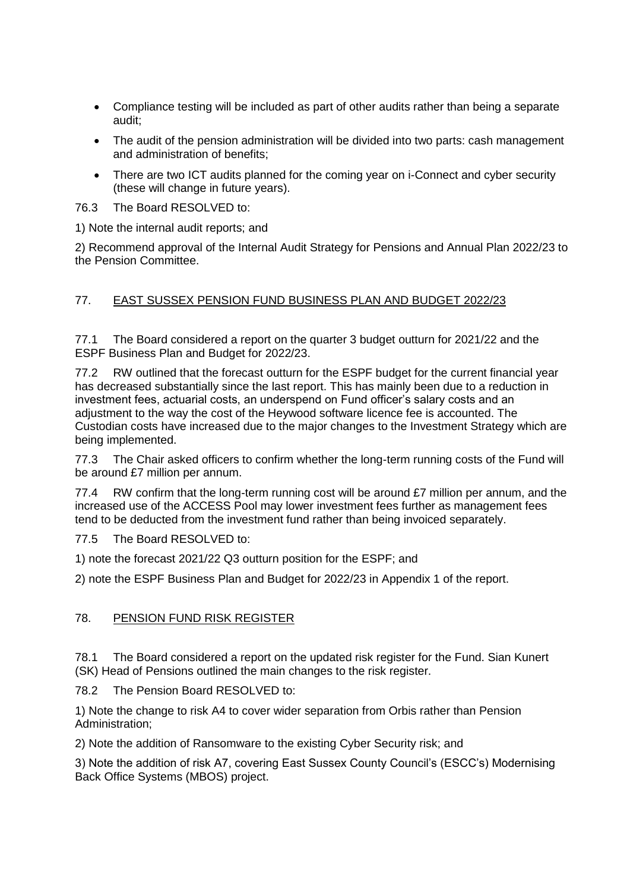- Compliance testing will be included as part of other audits rather than being a separate audit;
- The audit of the pension administration will be divided into two parts: cash management and administration of benefits;
- There are two ICT audits planned for the coming year on i-Connect and cyber security (these will change in future years).

76.3 The Board RESOLVED to:

1) Note the internal audit reports; and

2) Recommend approval of the Internal Audit Strategy for Pensions and Annual Plan 2022/23 to the Pension Committee.

## 77. EAST SUSSEX PENSION FUND BUSINESS PLAN AND BUDGET 2022/23

77.1 The Board considered a report on the quarter 3 budget outturn for 2021/22 and the ESPF Business Plan and Budget for 2022/23.

77.2 RW outlined that the forecast outturn for the ESPF budget for the current financial year has decreased substantially since the last report. This has mainly been due to a reduction in investment fees, actuarial costs, an underspend on Fund officer's salary costs and an adjustment to the way the cost of the Heywood software licence fee is accounted. The Custodian costs have increased due to the major changes to the Investment Strategy which are being implemented.

77.3 The Chair asked officers to confirm whether the long-term running costs of the Fund will be around £7 million per annum.

77.4 RW confirm that the long-term running cost will be around £7 million per annum, and the increased use of the ACCESS Pool may lower investment fees further as management fees tend to be deducted from the investment fund rather than being invoiced separately.

77.5 The Board RESOLVED to:

1) note the forecast 2021/22 Q3 outturn position for the ESPF; and

2) note the ESPF Business Plan and Budget for 2022/23 in Appendix 1 of the report.

## 78. PENSION FUND RISK REGISTER

78.1 The Board considered a report on the updated risk register for the Fund. Sian Kunert (SK) Head of Pensions outlined the main changes to the risk register.

78.2 The Pension Board RESOLVED to:

1) Note the change to risk A4 to cover wider separation from Orbis rather than Pension Administration;

2) Note the addition of Ransomware to the existing Cyber Security risk; and

3) Note the addition of risk A7, covering East Sussex County Council's (ESCC's) Modernising Back Office Systems (MBOS) project.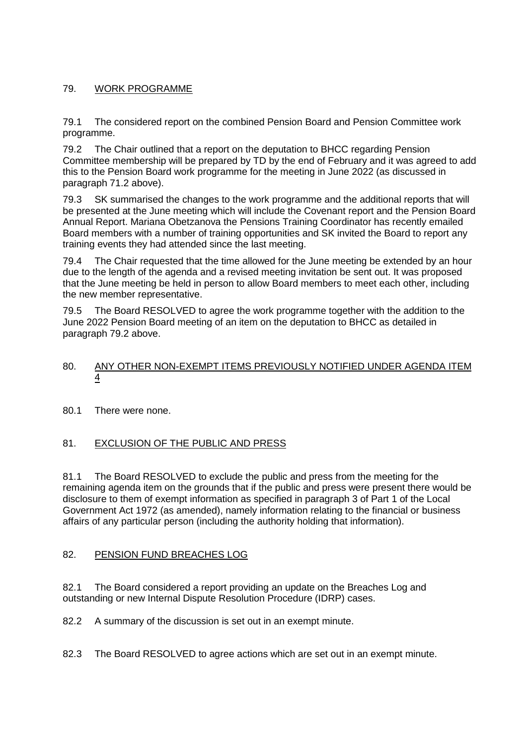## 79. WORK PROGRAMME

79.1 The considered report on the combined Pension Board and Pension Committee work programme.

79.2 The Chair outlined that a report on the deputation to BHCC regarding Pension Committee membership will be prepared by TD by the end of February and it was agreed to add this to the Pension Board work programme for the meeting in June 2022 (as discussed in paragraph 71.2 above).

79.3 SK summarised the changes to the work programme and the additional reports that will be presented at the June meeting which will include the Covenant report and the Pension Board Annual Report. Mariana Obetzanova the Pensions Training Coordinator has recently emailed Board members with a number of training opportunities and SK invited the Board to report any training events they had attended since the last meeting.

79.4 The Chair requested that the time allowed for the June meeting be extended by an hour due to the length of the agenda and a revised meeting invitation be sent out. It was proposed that the June meeting be held in person to allow Board members to meet each other, including the new member representative.

79.5 The Board RESOLVED to agree the work programme together with the addition to the June 2022 Pension Board meeting of an item on the deputation to BHCC as detailed in paragraph 79.2 above.

## 80. ANY OTHER NON-EXEMPT ITEMS PREVIOUSLY NOTIFIED UNDER AGENDA ITEM 4

80.1 There were none.

## 81. EXCLUSION OF THE PUBLIC AND PRESS

81.1 The Board RESOLVED to exclude the public and press from the meeting for the remaining agenda item on the grounds that if the public and press were present there would be disclosure to them of exempt information as specified in paragraph 3 of Part 1 of the Local Government Act 1972 (as amended), namely information relating to the financial or business affairs of any particular person (including the authority holding that information).

## 82. PENSION FUND BREACHES LOG

82.1 The Board considered a report providing an update on the Breaches Log and outstanding or new Internal Dispute Resolution Procedure (IDRP) cases.

82.2 A summary of the discussion is set out in an exempt minute.

82.3 The Board RESOLVED to agree actions which are set out in an exempt minute.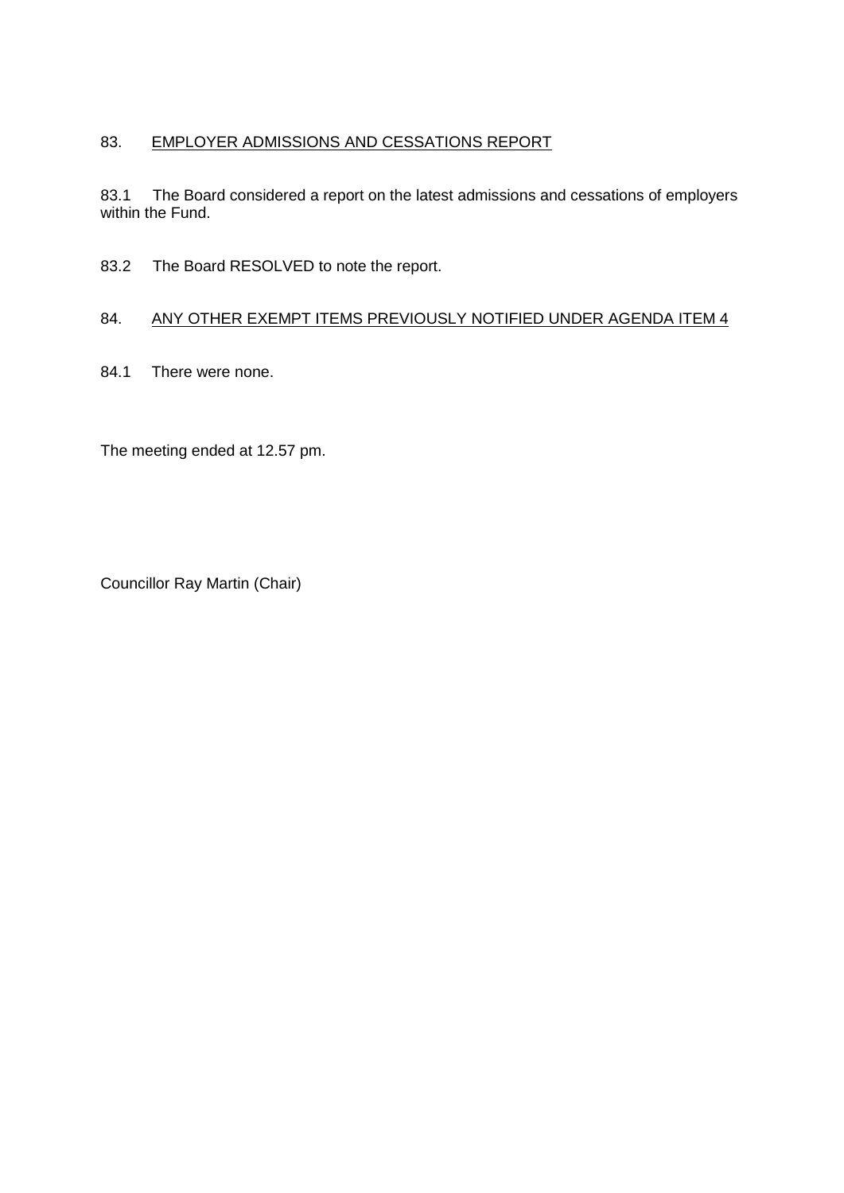83. <u>EMPLOYER ADMISSIONS AND CESSATIONS REPORT</u>

83.1 The Board considered a report on the latest admissions and cessations of employers within the Fund.

83.2 The Board RESOLVED to note the report.

84. <u>ANY OTHER EXEMPT ITEMS PREVIOUSLY NOTIFIED UNDER AGENDA ITEM 4</u>

84.1 There were none.

The meeting ended at 12.57 pm.

Councillor Ray Martin (Chair)